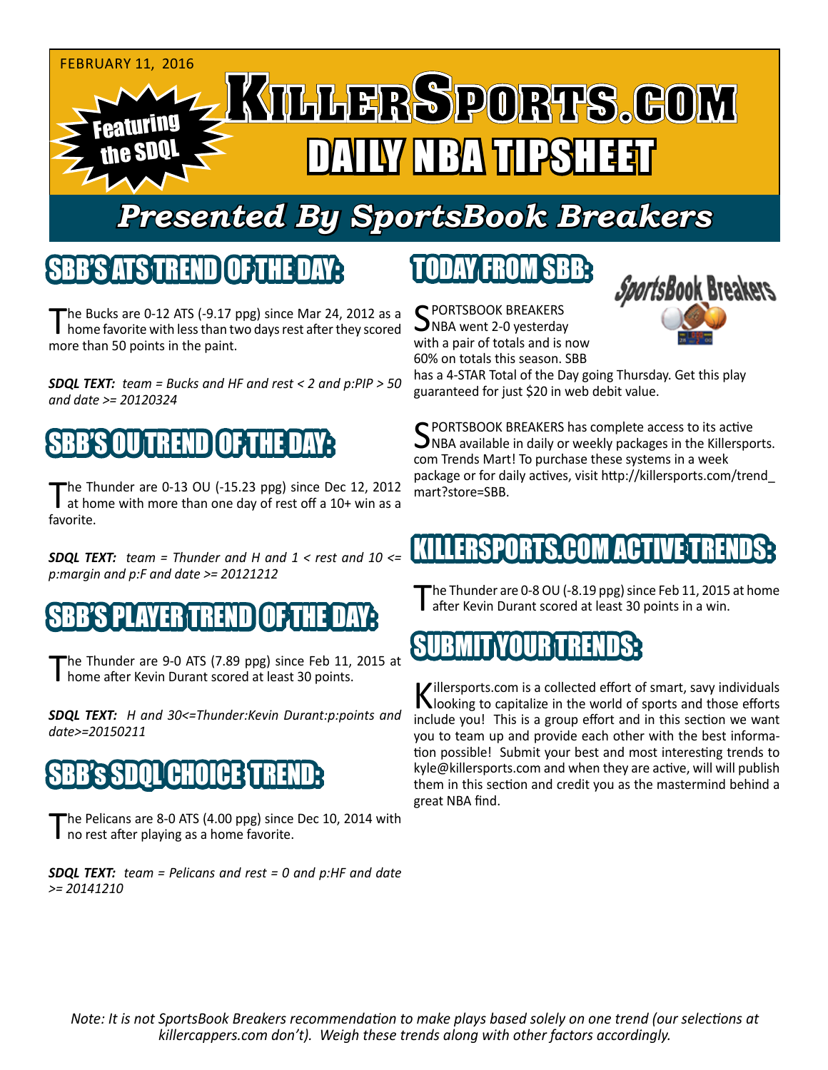FEBRUARY 11, 2016

Featuring the SDQL

# KILLERSPORTS.COM DAILY NBA TIPSHEET

## Presented By SportsBook Breakers

## SBB'S ATS TREND OF THE DAY:

The Bucks are 0-12 ATS (-9.17 ppg) since Mar 24, 2012 as a home favorite with less than two days rest after they scored more than 50 points in the paint.

***SDQL TEXT:*** *team = Bucks and HF and rest < 2 and p:PIP > 50 and date >= 20120324*

## SBB'S OU TREND OF THE DAY:

The Thunder are 0-13 OU (-15.23 ppg) since Dec 12, 2012 at home with more than one day of rest off a 10+ win as a favorite.

***SDQL TEXT:*** *team = Thunder and H and 1 < rest and 10 <= p:margin and p:F and date >= 20121212*

## SBB'S PLAYER TREND OF THE DAY:

The Thunder are 9-0 ATS (7.89 ppg) since Feb 11, 2015 at home after Kevin Durant scored at least 30 points.

***SDQL TEXT:*** *H and 30<=Thunder:Kevin Durant:p:points and date>=20150211*

## SBB's SDQL CHOICE TREND:

The Pelicans are 8-0 ATS (4.00 ppg) since Dec 10, 2014 with no rest after playing as a home favorite.

***SDQL TEXT:*** *team = Pelicans and rest = 0 and p:HF and date >= 20141210*

## TODAY FROM SBB:

SportsBook Breakers

SPORTSBOOK BREAKERS NBA went 2-0 yesterday with a pair of totals and is now 60% on totals this season. SBB has a 4-STAR Total of the Day going Thursday. Get this play guaranteed for just $20 in web debit value.

SPORTSBOOK BREAKERS has complete access to its active NBA available in daily or weekly packages in the Killersports.com Trends Mart! To purchase these systems in a week package or for daily actives, visit http://killersports.com/trend_mart?store=SBB.

## KILLERSPORTS.COM ACTIVE TRENDS:

The Thunder are 0-8 OU (-8.19 ppg) since Feb 11, 2015 at home after Kevin Durant scored at least 30 points in a win.

## SUBMIT YOUR TRENDS:

Killersports.com is a collected effort of smart, savy individuals looking to capitalize in the world of sports and those efforts include you! This is a group effort and in this section we want you to team up and provide each other with the best information possible! Submit your best and most interesting trends to kyle@killersports.com and when they are active, will will publish them in this section and credit you as the mastermind behind a great NBA find.

*Note: It is not SportsBook Breakers recommendation to make plays based solely on one trend (our selections at killercappers.com don't). Weigh these trends along with other factors accordingly.*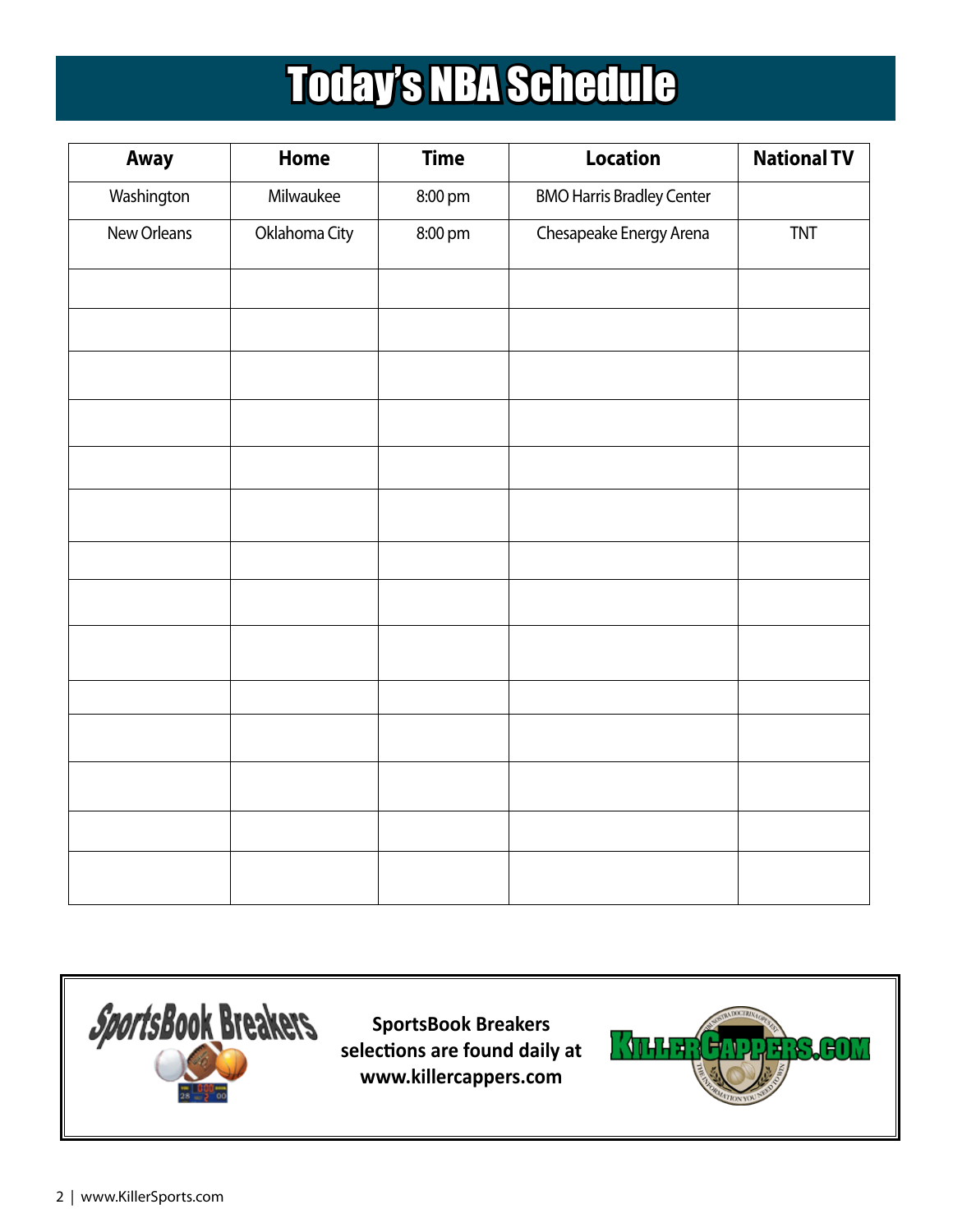# Today's NBA Schedule

| Away | Home | Time | Location | National TV |
|---|---|---|---|---|
| Washington | Milwaukee | 8:00 pm | BMO Harris Bradley Center | |
| New Orleans | Oklahoma City | 8:00 pm | Chesapeake Energy Arena | TNT |
| | | | | |
| | | | | |
| | | | | |
| | | | | |
| | | | | |
| | | | | |
| | | | | |
| | | | | |
| | | | | |
| | | | | |
| | | | | |
| | | | | |
| | | | | |
| | | | | |

SportsBook Breakers

**SportsBook Breakers selections are found daily at www.killercappers.com**

KILLERCAPPERS.COM